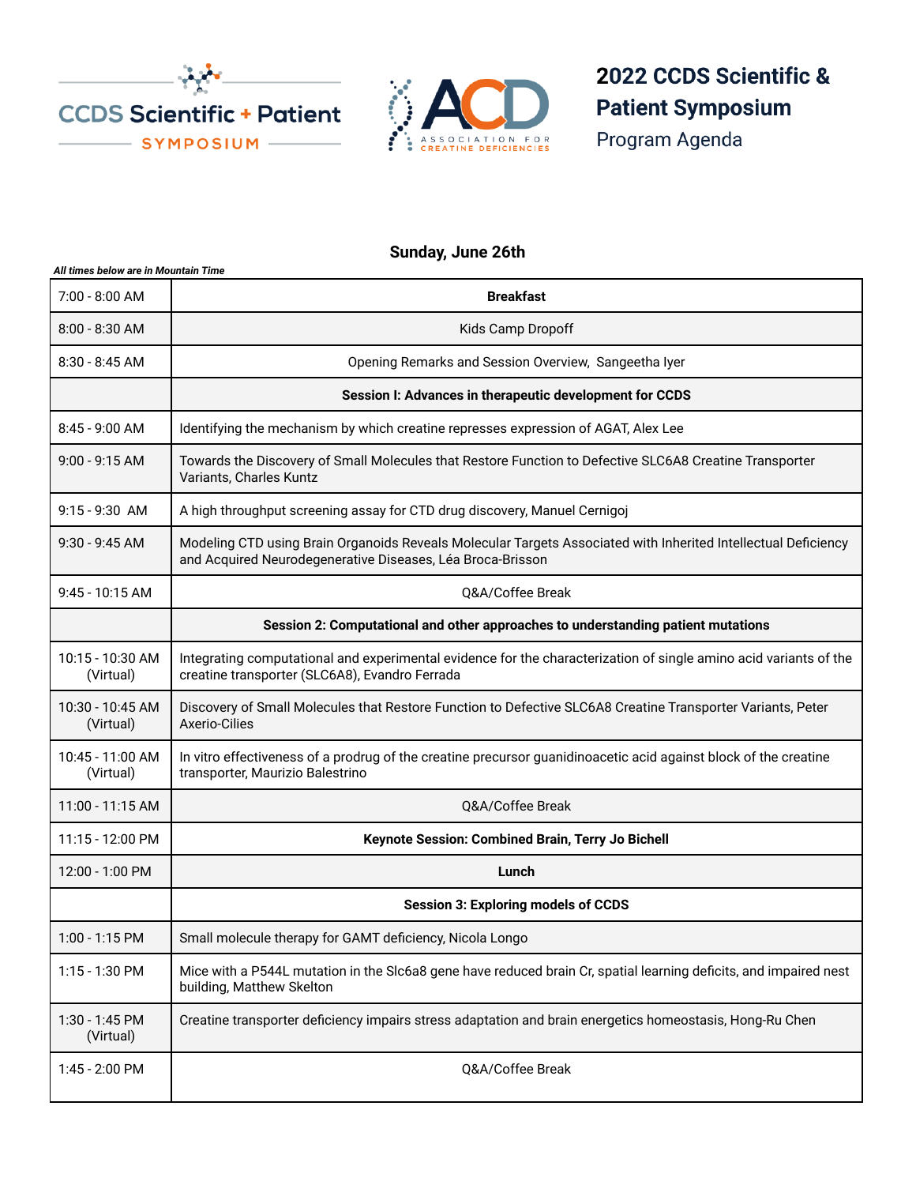# 2022 CCDS Scientific & Patient Symposium

Program Agenda

## Sunday, June 26th

*All times below are in Mountain Time*

| Time | Event |
|---|---|
| 7:00 - 8:00 AM | **Breakfast** |
| 8:00 - 8:30 AM | Kids Camp Dropoff |
| 8:30 - 8:45 AM | Opening Remarks and Session Overview, Sangeetha Iyer |
| | **Session I: Advances in therapeutic development for CCDS** |
| 8:45 - 9:00 AM | Identifying the mechanism by which creatine represses expression of AGAT, Alex Lee |
| 9:00 - 9:15 AM | Towards the Discovery of Small Molecules that Restore Function to Defective SLC6A8 Creatine Transporter Variants, Charles Kuntz |
| 9:15 - 9:30 AM | A high throughput screening assay for CTD drug discovery, Manuel Cernigoj |
| 9:30 - 9:45 AM | Modeling CTD using Brain Organoids Reveals Molecular Targets Associated with Inherited Intellectual Deficiency and Acquired Neurodegenerative Diseases, Léa Broca-Brisson |
| 9:45 - 10:15 AM | Q&A/Coffee Break |
| | **Session 2: Computational and other approaches to understanding patient mutations** |
| 10:15 - 10:30 AM (Virtual) | Integrating computational and experimental evidence for the characterization of single amino acid variants of the creatine transporter (SLC6A8), Evandro Ferrada |
| 10:30 - 10:45 AM (Virtual) | Discovery of Small Molecules that Restore Function to Defective SLC6A8 Creatine Transporter Variants, Peter Axerio-Cilies |
| 10:45 - 11:00 AM (Virtual) | In vitro effectiveness of a prodrug of the creatine precursor guanidinoacetic acid against block of the creatine transporter, Maurizio Balestrino |
| 11:00 - 11:15 AM | Q&A/Coffee Break |
| 11:15 - 12:00 PM | **Keynote Session: Combined Brain, Terry Jo Bichell** |
| 12:00 - 1:00 PM | **Lunch** |
| | **Session 3: Exploring models of CCDS** |
| 1:00 - 1:15 PM | Small molecule therapy for GAMT deficiency, Nicola Longo |
| 1:15 - 1:30 PM | Mice with a P544L mutation in the Slc6a8 gene have reduced brain Cr, spatial learning deficits, and impaired nest building, Matthew Skelton |
| 1:30 - 1:45 PM (Virtual) | Creatine transporter deficiency impairs stress adaptation and brain energetics homeostasis, Hong-Ru Chen |
| 1:45 - 2:00 PM | Q&A/Coffee Break |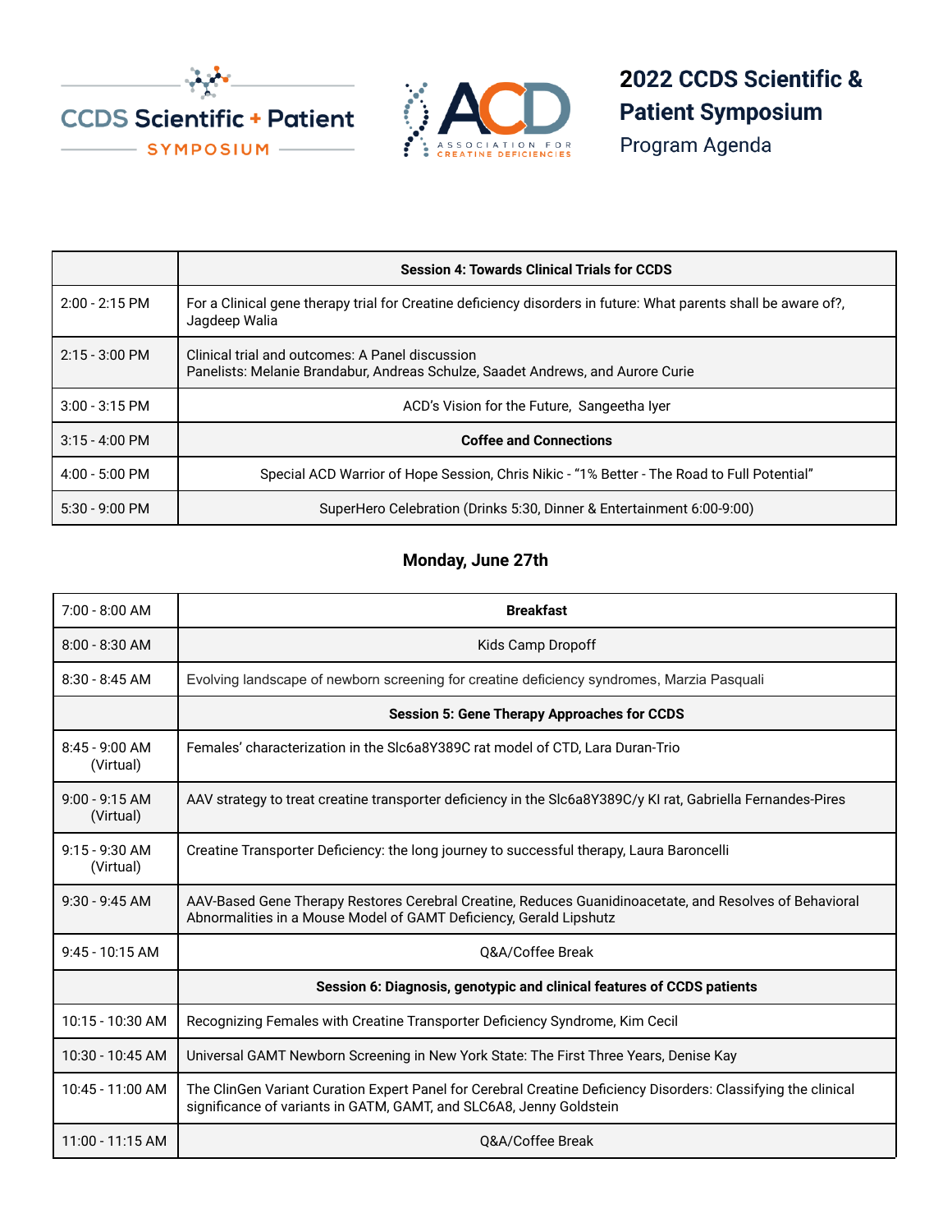# 2022 CCDS Scientific & Patient Symposium

Program Agenda

| | **Session 4: Towards Clinical Trials for CCDS** |
|---|---|
| 2:00 - 2:15 PM | For a Clinical gene therapy trial for Creatine deficiency disorders in future: What parents shall be aware of?, Jagdeep Walia |
| 2:15 - 3:00 PM | Clinical trial and outcomes: A Panel discussion<br>Panelists: Melanie Brandabur, Andreas Schulze, Saadet Andrews, and Aurore Curie |
| 3:00 - 3:15 PM | ACD's Vision for the Future, Sangeetha Iyer |
| 3:15 - 4:00 PM | **Coffee and Connections** |
| 4:00 - 5:00 PM | Special ACD Warrior of Hope Session, Chris Nikic - "1% Better - The Road to Full Potential" |
| 5:30 - 9:00 PM | SuperHero Celebration (Drinks 5:30, Dinner & Entertainment 6:00-9:00) |

## Monday, June 27th

| | |
|---|---|
| 7:00 - 8:00 AM | **Breakfast** |
| 8:00 - 8:30 AM | Kids Camp Dropoff |
| 8:30 - 8:45 AM | Evolving landscape of newborn screening for creatine deficiency syndromes, Marzia Pasquali |
| | **Session 5: Gene Therapy Approaches for CCDS** |
| 8:45 - 9:00 AM (Virtual) | Females' characterization in the Slc6a8Y389C rat model of CTD, Lara Duran-Trio |
| 9:00 - 9:15 AM (Virtual) | AAV strategy to treat creatine transporter deficiency in the Slc6a8Y389C/y KI rat, Gabriella Fernandes-Pires |
| 9:15 - 9:30 AM (Virtual) | Creatine Transporter Deficiency: the long journey to successful therapy, Laura Baroncelli |
| 9:30 - 9:45 AM | AAV-Based Gene Therapy Restores Cerebral Creatine, Reduces Guanidinoacetate, and Resolves of Behavioral Abnormalities in a Mouse Model of GAMT Deficiency, Gerald Lipshutz |
| 9:45 - 10:15 AM | Q&A/Coffee Break |
| | **Session 6: Diagnosis, genotypic and clinical features of CCDS patients** |
| 10:15 - 10:30 AM | Recognizing Females with Creatine Transporter Deficiency Syndrome, Kim Cecil |
| 10:30 - 10:45 AM | Universal GAMT Newborn Screening in New York State: The First Three Years, Denise Kay |
| 10:45 - 11:00 AM | The ClinGen Variant Curation Expert Panel for Cerebral Creatine Deficiency Disorders: Classifying the clinical significance of variants in GATM, GAMT, and SLC6A8, Jenny Goldstein |
| 11:00 - 11:15 AM | Q&A/Coffee Break |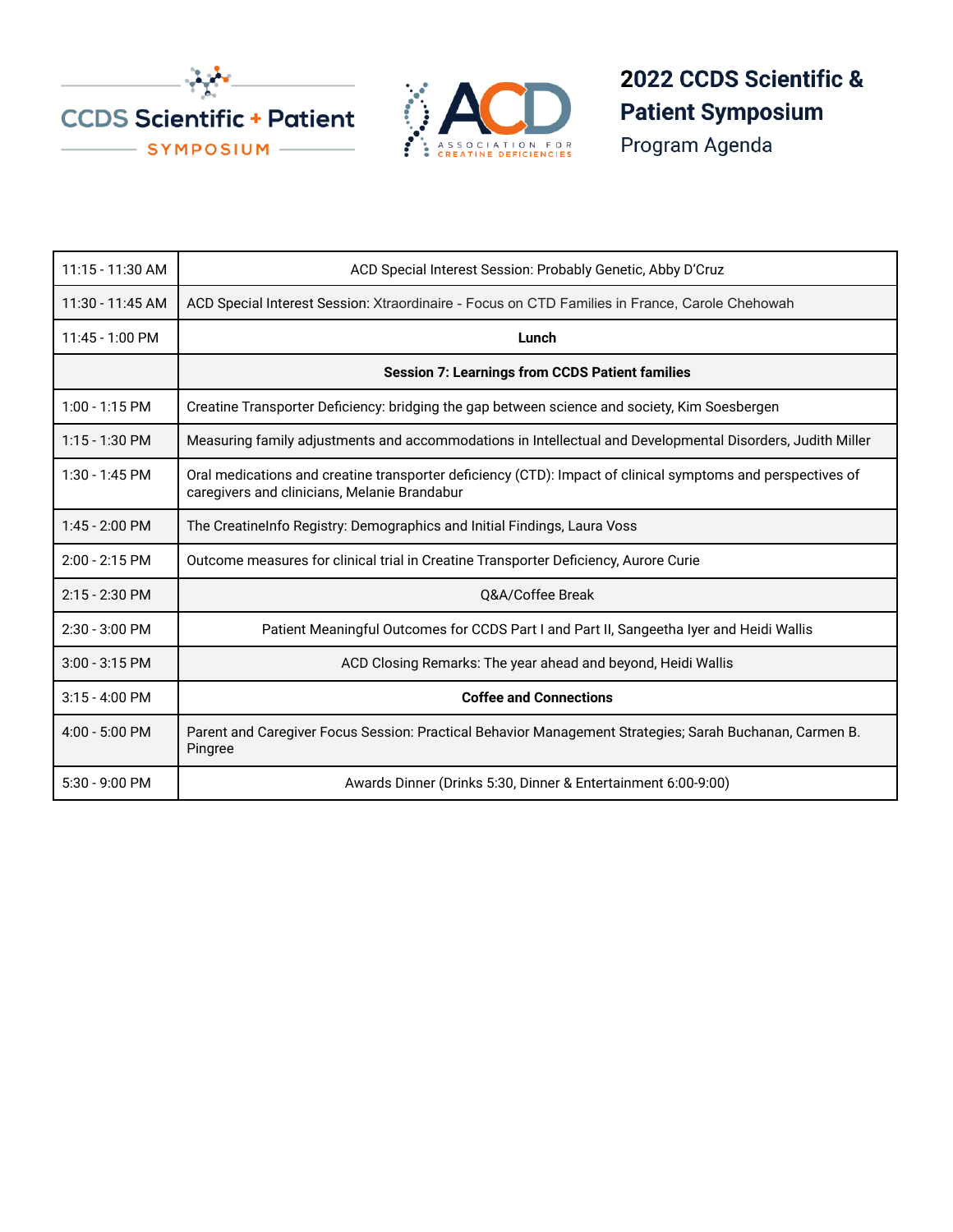# 2022 CCDS Scientific & Patient Symposium

Program Agenda

| | |
|---|---|
| 11:15 - 11:30 AM | ACD Special Interest Session: Probably Genetic, Abby D'Cruz |
| 11:30 - 11:45 AM | ACD Special Interest Session: Xtraordinaire - Focus on CTD Families in France, Carole Chehowah |
| 11:45 - 1:00 PM | **Lunch** |
| | **Session 7: Learnings from CCDS Patient families** |
| 1:00 - 1:15 PM | Creatine Transporter Deficiency: bridging the gap between science and society, Kim Soesbergen |
| 1:15 - 1:30 PM | Measuring family adjustments and accommodations in Intellectual and Developmental Disorders, Judith Miller |
| 1:30 - 1:45 PM | Oral medications and creatine transporter deficiency (CTD): Impact of clinical symptoms and perspectives of caregivers and clinicians, Melanie Brandabur |
| 1:45 - 2:00 PM | The CreatineInfo Registry: Demographics and Initial Findings, Laura Voss |
| 2:00 - 2:15 PM | Outcome measures for clinical trial in Creatine Transporter Deficiency, Aurore Curie |
| 2:15 - 2:30 PM | Q&A/Coffee Break |
| 2:30 - 3:00 PM | Patient Meaningful Outcomes for CCDS Part I and Part II, Sangeetha Iyer and Heidi Wallis |
| 3:00 - 3:15 PM | ACD Closing Remarks: The year ahead and beyond, Heidi Wallis |
| 3:15 - 4:00 PM | **Coffee and Connections** |
| 4:00 - 5:00 PM | Parent and Caregiver Focus Session: Practical Behavior Management Strategies; Sarah Buchanan, Carmen B. Pingree |
| 5:30 - 9:00 PM | Awards Dinner (Drinks 5:30, Dinner & Entertainment 6:00-9:00) |